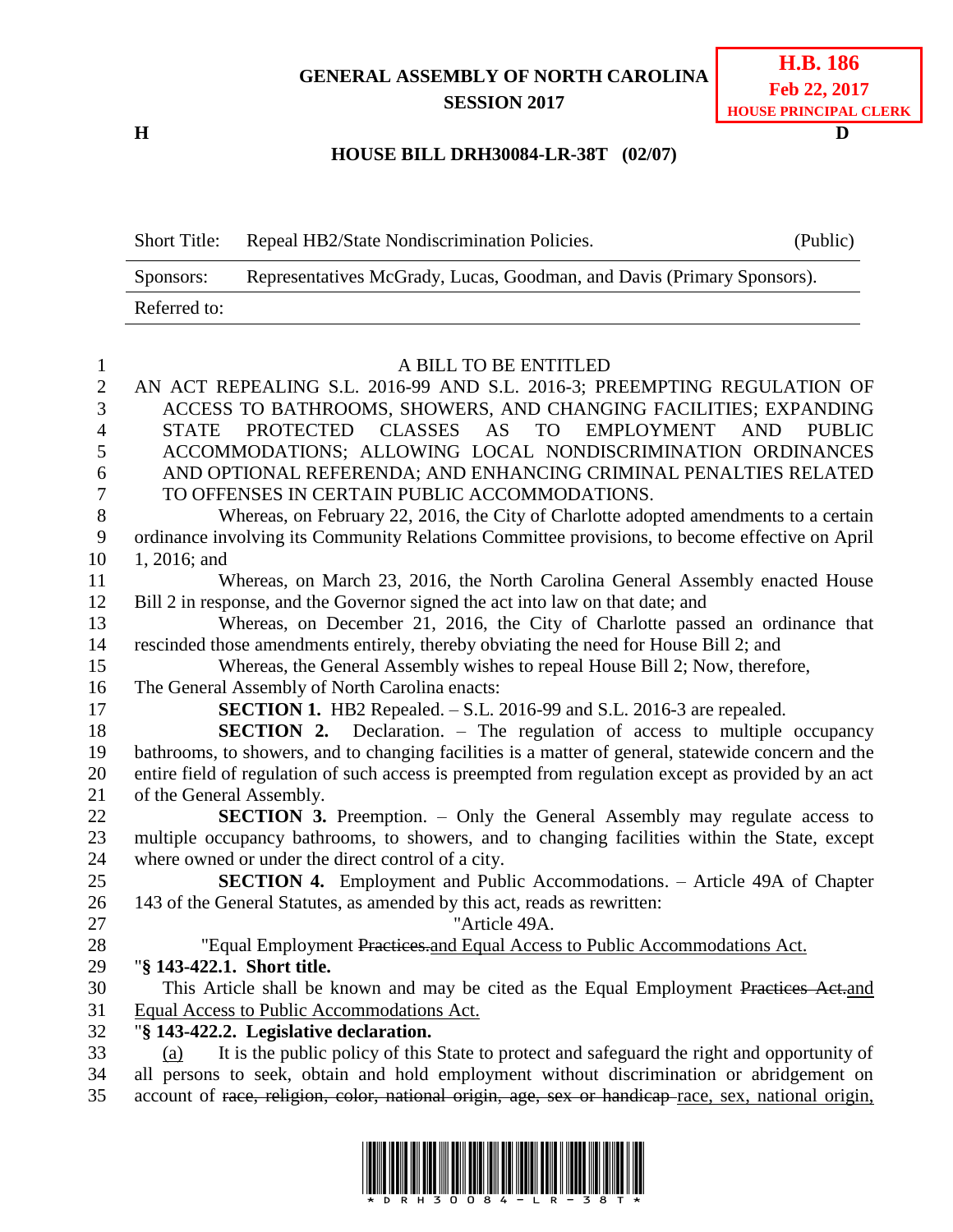**GENERAL ASSEMBLY OF NORTH CAROLINA**
**SESSION 2017**

**H.B. 186**
**Feb 22, 2017**
**HOUSE PRINCIPAL CLERK**

**H** **D**

**HOUSE BILL DRH30084-LR-38T (02/07)**

| | | |
|---|---|---|
| Short Title: | Repeal HB2/State Nondiscrimination Policies. | (Public) |
| Sponsors: | Representatives McGrady, Lucas, Goodman, and Davis (Primary Sponsors). | |
| Referred to: | | |

A BILL TO BE ENTITLED

AN ACT REPEALING S.L. 2016-99 AND S.L. 2016-3; PREEMPTING REGULATION OF ACCESS TO BATHROOMS, SHOWERS, AND CHANGING FACILITIES; EXPANDING STATE PROTECTED CLASSES AS TO EMPLOYMENT AND PUBLIC ACCOMMODATIONS; ALLOWING LOCAL NONDISCRIMINATION ORDINANCES AND OPTIONAL REFERENDA; AND ENHANCING CRIMINAL PENALTIES RELATED TO OFFENSES IN CERTAIN PUBLIC ACCOMMODATIONS.

Whereas, on February 22, 2016, the City of Charlotte adopted amendments to a certain ordinance involving its Community Relations Committee provisions, to become effective on April 1, 2016; and

Whereas, on March 23, 2016, the North Carolina General Assembly enacted House Bill 2 in response, and the Governor signed the act into law on that date; and

Whereas, on December 21, 2016, the City of Charlotte passed an ordinance that rescinded those amendments entirely, thereby obviating the need for House Bill 2; and

Whereas, the General Assembly wishes to repeal House Bill 2; Now, therefore,

The General Assembly of North Carolina enacts:

**SECTION 1.** HB2 Repealed. – S.L. 2016-99 and S.L. 2016-3 are repealed.

**SECTION 2.** Declaration. – The regulation of access to multiple occupancy bathrooms, to showers, and to changing facilities is a matter of general, statewide concern and the entire field of regulation of such access is preempted from regulation except as provided by an act of the General Assembly.

**SECTION 3.** Preemption. – Only the General Assembly may regulate access to multiple occupancy bathrooms, to showers, and to changing facilities within the State, except where owned or under the direct control of a city.

**SECTION 4.** Employment and Public Accommodations. – Article 49A of Chapter 143 of the General Statutes, as amended by this act, reads as rewritten:

"Article 49A.

"Equal Employment ~~Practices.~~<u>and Equal Access to Public Accommodations Act.</u>

"**§ 143-422.1. Short title.**

This Article shall be known and may be cited as the Equal Employment ~~Practices Act.~~<u>and Equal Access to Public Accommodations Act.</u>

"**§ 143-422.2. Legislative declaration.**

<u>(a)</u> It is the public policy of this State to protect and safeguard the right and opportunity of all persons to seek, obtain and hold employment without discrimination or abridgement on account of ~~race, religion, color, national origin, age, sex or handicap~~ <u>race, sex, national origin,</u>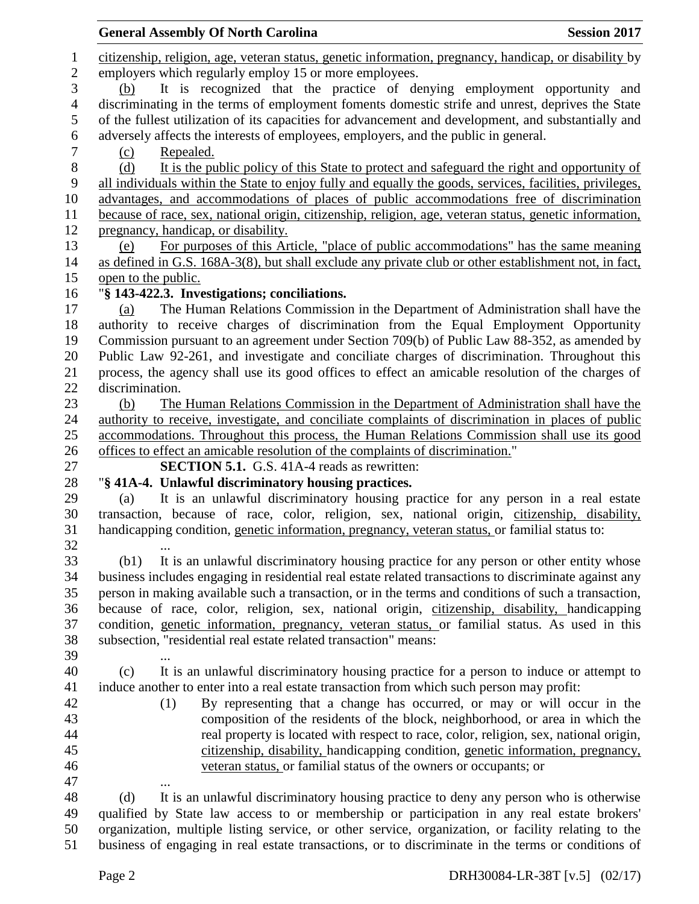citizenship, religion, age, veteran status, genetic information, pregnancy, handicap, or disability by employers which regularly employ 15 or more employees.

(b) It is recognized that the practice of denying employment opportunity and discriminating in the terms of employment foments domestic strife and unrest, deprives the State of the fullest utilization of its capacities for advancement and development, and substantially and adversely affects the interests of employees, employers, and the public in general.

(c) Repealed.

(d) It is the public policy of this State to protect and safeguard the right and opportunity of all individuals within the State to enjoy fully and equally the goods, services, facilities, privileges, advantages, and accommodations of places of public accommodations free of discrimination because of race, sex, national origin, citizenship, religion, age, veteran status, genetic information, pregnancy, handicap, or disability.

(e) For purposes of this Article, "place of public accommodations" has the same meaning as defined in G.S. 168A-3(8), but shall exclude any private club or other establishment not, in fact, open to the public.

"**§ 143-422.3. Investigations; conciliations.**

(a) The Human Relations Commission in the Department of Administration shall have the authority to receive charges of discrimination from the Equal Employment Opportunity Commission pursuant to an agreement under Section 709(b) of Public Law 88-352, as amended by Public Law 92-261, and investigate and conciliate charges of discrimination. Throughout this process, the agency shall use its good offices to effect an amicable resolution of the charges of discrimination.

(b) The Human Relations Commission in the Department of Administration shall have the authority to receive, investigate, and conciliate complaints of discrimination in places of public accommodations. Throughout this process, the Human Relations Commission shall use its good offices to effect an amicable resolution of the complaints of discrimination."

**SECTION 5.1.** G.S. 41A-4 reads as rewritten:

"**§ 41A-4. Unlawful discriminatory housing practices.**

(a) It is an unlawful discriminatory housing practice for any person in a real estate transaction, because of race, color, religion, sex, national origin, citizenship, disability, handicapping condition, genetic information, pregnancy, veteran status, or familial status to:

...

(b1) It is an unlawful discriminatory housing practice for any person or other entity whose business includes engaging in residential real estate related transactions to discriminate against any person in making available such a transaction, or in the terms and conditions of such a transaction, because of race, color, religion, sex, national origin, citizenship, disability, handicapping condition, genetic information, pregnancy, veteran status, or familial status. As used in this subsection, "residential real estate related transaction" means:

...

(c) It is an unlawful discriminatory housing practice for a person to induce or attempt to induce another to enter into a real estate transaction from which such person may profit:

(1) By representing that a change has occurred, or may or will occur in the composition of the residents of the block, neighborhood, or area in which the real property is located with respect to race, color, religion, sex, national origin, citizenship, disability, handicapping condition, genetic information, pregnancy, veteran status, or familial status of the owners or occupants; or

...

(d) It is an unlawful discriminatory housing practice to deny any person who is otherwise qualified by State law access to or membership or participation in any real estate brokers' organization, multiple listing service, or other service, organization, or facility relating to the business of engaging in real estate transactions, or to discriminate in the terms or conditions of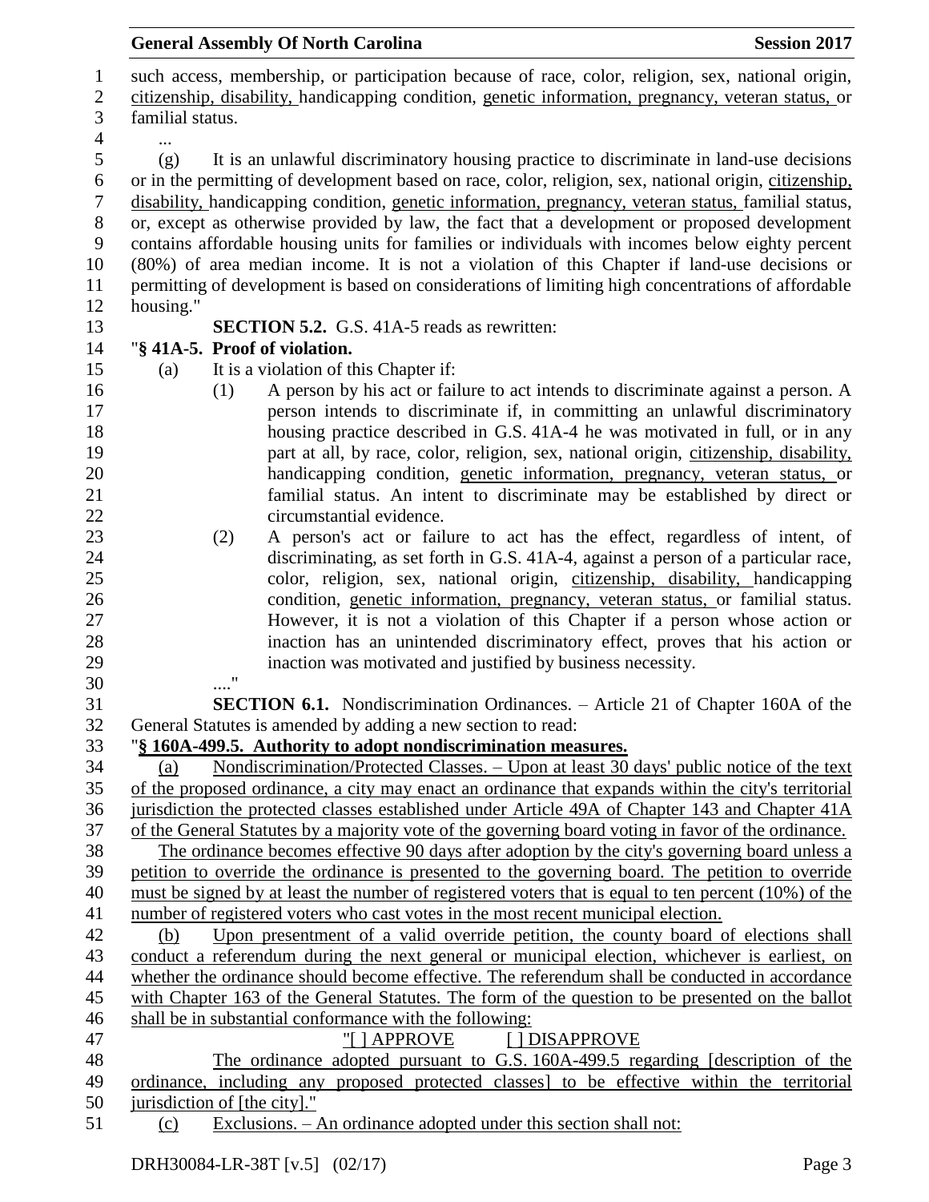such access, membership, or participation because of race, color, religion, sex, national origin, citizenship, disability, handicapping condition, genetic information, pregnancy, veteran status, or familial status.

...

(g) It is an unlawful discriminatory housing practice to discriminate in land-use decisions or in the permitting of development based on race, color, religion, sex, national origin, citizenship, disability, handicapping condition, genetic information, pregnancy, veteran status, familial status, or, except as otherwise provided by law, the fact that a development or proposed development contains affordable housing units for families or individuals with incomes below eighty percent (80%) of area median income. It is not a violation of this Chapter if land-use decisions or permitting of development is based on considerations of limiting high concentrations of affordable housing."

**SECTION 5.2.** G.S. 41A-5 reads as rewritten:

"**§ 41A-5. Proof of violation.**

(a) It is a violation of this Chapter if:

(1) A person by his act or failure to act intends to discriminate against a person. A person intends to discriminate if, in committing an unlawful discriminatory housing practice described in G.S. 41A-4 he was motivated in full, or in any part at all, by race, color, religion, sex, national origin, citizenship, disability, handicapping condition, genetic information, pregnancy, veteran status, or familial status. An intent to discriminate may be established by direct or circumstantial evidence.

(2) A person's act or failure to act has the effect, regardless of intent, of discriminating, as set forth in G.S. 41A-4, against a person of a particular race, color, religion, sex, national origin, citizenship, disability, handicapping condition, genetic information, pregnancy, veteran status, or familial status. However, it is not a violation of this Chapter if a person whose action or inaction has an unintended discriminatory effect, proves that his action or inaction was motivated and justified by business necessity.

...."

**SECTION 6.1.** Nondiscrimination Ordinances. – Article 21 of Chapter 160A of the General Statutes is amended by adding a new section to read:

"**§ 160A-499.5. Authority to adopt nondiscrimination measures.**

(a) Nondiscrimination/Protected Classes. – Upon at least 30 days' public notice of the text of the proposed ordinance, a city may enact an ordinance that expands within the city's territorial jurisdiction the protected classes established under Article 49A of Chapter 143 and Chapter 41A of the General Statutes by a majority vote of the governing board voting in favor of the ordinance.

The ordinance becomes effective 90 days after adoption by the city's governing board unless a petition to override the ordinance is presented to the governing board. The petition to override must be signed by at least the number of registered voters that is equal to ten percent (10%) of the number of registered voters who cast votes in the most recent municipal election.

(b) Upon presentment of a valid override petition, the county board of elections shall conduct a referendum during the next general or municipal election, whichever is earliest, on whether the ordinance should become effective. The referendum shall be conducted in accordance with Chapter 163 of the General Statutes. The form of the question to be presented on the ballot shall be in substantial conformance with the following:

"[ ] APPROVE [ ] DISAPPROVE

The ordinance adopted pursuant to G.S. 160A-499.5 regarding [description of the ordinance, including any proposed protected classes] to be effective within the territorial jurisdiction of [the city]."

(c) Exclusions. – An ordinance adopted under this section shall not: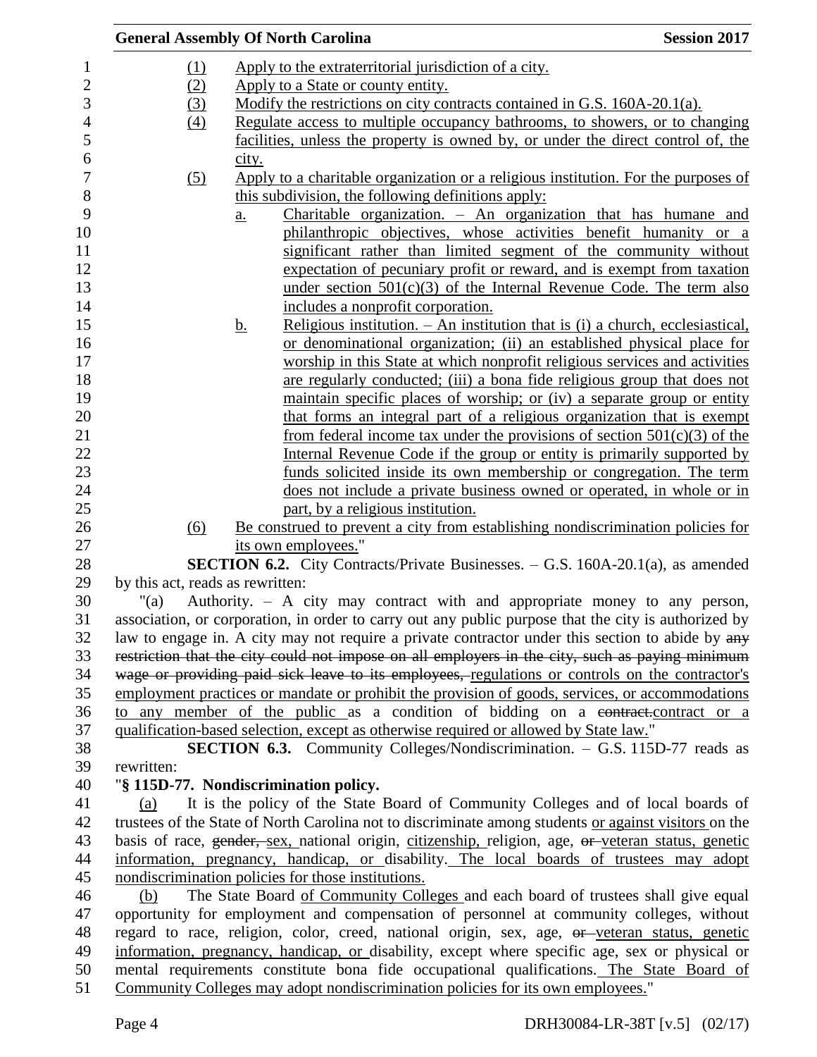(1) Apply to the extraterritorial jurisdiction of a city.

(2) Apply to a State or county entity.

(3) Modify the restrictions on city contracts contained in G.S. 160A-20.1(a).

(4) Regulate access to multiple occupancy bathrooms, to showers, or to changing facilities, unless the property is owned by, or under the direct control of, the city.

(5) Apply to a charitable organization or a religious institution. For the purposes of this subdivision, the following definitions apply:

a. Charitable organization. – An organization that has humane and philanthropic objectives, whose activities benefit humanity or a significant rather than limited segment of the community without expectation of pecuniary profit or reward, and is exempt from taxation under section 501(c)(3) of the Internal Revenue Code. The term also includes a nonprofit corporation.

b. Religious institution. – An institution that is (i) a church, ecclesiastical, or denominational organization; (ii) an established physical place for worship in this State at which nonprofit religious services and activities are regularly conducted; (iii) a bona fide religious group that does not maintain specific places of worship; or (iv) a separate group or entity that forms an integral part of a religious organization that is exempt from federal income tax under the provisions of section 501(c)(3) of the Internal Revenue Code if the group or entity is primarily supported by funds solicited inside its own membership or congregation. The term does not include a private business owned or operated, in whole or in part, by a religious institution.

(6) Be construed to prevent a city from establishing nondiscrimination policies for its own employees."

**SECTION 6.2.** City Contracts/Private Businesses. – G.S. 160A-20.1(a), as amended by this act, reads as rewritten:

"(a) Authority. – A city may contract with and appropriate money to any person, association, or corporation, in order to carry out any public purpose that the city is authorized by law to engage in. A city may not require a private contractor under this section to abide by ~~any restriction that the city could not impose on all employers in the city, such as paying minimum wage or providing paid sick leave to its employees,~~ regulations or controls on the contractor's employment practices or mandate or prohibit the provision of goods, services, or accommodations to any member of the public as a condition of bidding on a ~~contract.~~contract or a qualification-based selection, except as otherwise required or allowed by State law."

**SECTION 6.3.** Community Colleges/Nondiscrimination. – G.S. 115D-77 reads as rewritten:

"**§ 115D-77. Nondiscrimination policy.**

(a) It is the policy of the State Board of Community Colleges and of local boards of trustees of the State of North Carolina not to discriminate among students or against visitors on the basis of race, ~~gender,~~ sex, national origin, citizenship, religion, age, ~~or~~ veteran status, genetic information, pregnancy, handicap, or disability. The local boards of trustees may adopt nondiscrimination policies for those institutions.

(b) The State Board of Community Colleges and each board of trustees shall give equal opportunity for employment and compensation of personnel at community colleges, without regard to race, religion, color, creed, national origin, sex, age, ~~or~~ veteran status, genetic information, pregnancy, handicap, or disability, except where specific age, sex or physical or mental requirements constitute bona fide occupational qualifications. The State Board of Community Colleges may adopt nondiscrimination policies for its own employees."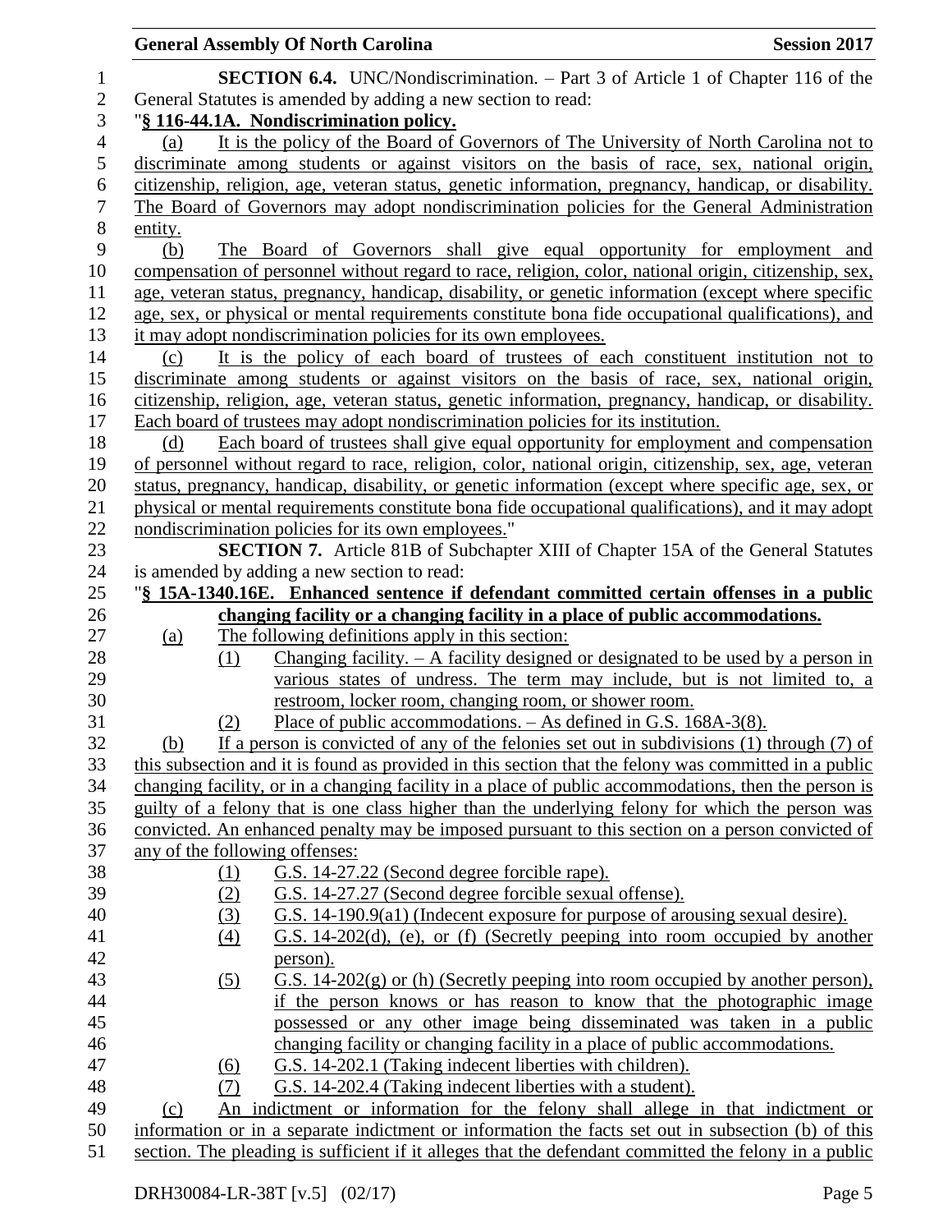**SECTION 6.4.** UNC/Nondiscrimination. – Part 3 of Article 1 of Chapter 116 of the General Statutes is amended by adding a new section to read:

"**§ 116-44.1A. Nondiscrimination policy.**

(a) It is the policy of the Board of Governors of The University of North Carolina not to discriminate among students or against visitors on the basis of race, sex, national origin, citizenship, religion, age, veteran status, genetic information, pregnancy, handicap, or disability. The Board of Governors may adopt nondiscrimination policies for the General Administration entity.

(b) The Board of Governors shall give equal opportunity for employment and compensation of personnel without regard to race, religion, color, national origin, citizenship, sex, age, veteran status, pregnancy, handicap, disability, or genetic information (except where specific age, sex, or physical or mental requirements constitute bona fide occupational qualifications), and it may adopt nondiscrimination policies for its own employees.

(c) It is the policy of each board of trustees of each constituent institution not to discriminate among students or against visitors on the basis of race, sex, national origin, citizenship, religion, age, veteran status, genetic information, pregnancy, handicap, or disability. Each board of trustees may adopt nondiscrimination policies for its institution.

(d) Each board of trustees shall give equal opportunity for employment and compensation of personnel without regard to race, religion, color, national origin, citizenship, sex, age, veteran status, pregnancy, handicap, disability, or genetic information (except where specific age, sex, or physical or mental requirements constitute bona fide occupational qualifications), and it may adopt nondiscrimination policies for its own employees."

**SECTION 7.** Article 81B of Subchapter XIII of Chapter 15A of the General Statutes is amended by adding a new section to read:

"**§ 15A-1340.16E. Enhanced sentence if defendant committed certain offenses in a public changing facility or a changing facility in a place of public accommodations.**

(a) The following definitions apply in this section:

(1) Changing facility. – A facility designed or designated to be used by a person in various states of undress. The term may include, but is not limited to, a restroom, locker room, changing room, or shower room.

(2) Place of public accommodations. – As defined in G.S. 168A-3(8).

(b) If a person is convicted of any of the felonies set out in subdivisions (1) through (7) of this subsection and it is found as provided in this section that the felony was committed in a public changing facility, or in a changing facility in a place of public accommodations, then the person is guilty of a felony that is one class higher than the underlying felony for which the person was convicted. An enhanced penalty may be imposed pursuant to this section on a person convicted of any of the following offenses:

(1) G.S. 14-27.22 (Second degree forcible rape).

(2) G.S. 14-27.27 (Second degree forcible sexual offense).

(3) G.S. 14-190.9(a1) (Indecent exposure for purpose of arousing sexual desire).

(4) G.S. 14-202(d), (e), or (f) (Secretly peeping into room occupied by another person).

(5) G.S. 14-202(g) or (h) (Secretly peeping into room occupied by another person), if the person knows or has reason to know that the photographic image possessed or any other image being disseminated was taken in a public changing facility or changing facility in a place of public accommodations.

(6) G.S. 14-202.1 (Taking indecent liberties with children).

(7) G.S. 14-202.4 (Taking indecent liberties with a student).

(c) An indictment or information for the felony shall allege in that indictment or information or in a separate indictment or information the facts set out in subsection (b) of this section. The pleading is sufficient if it alleges that the defendant committed the felony in a public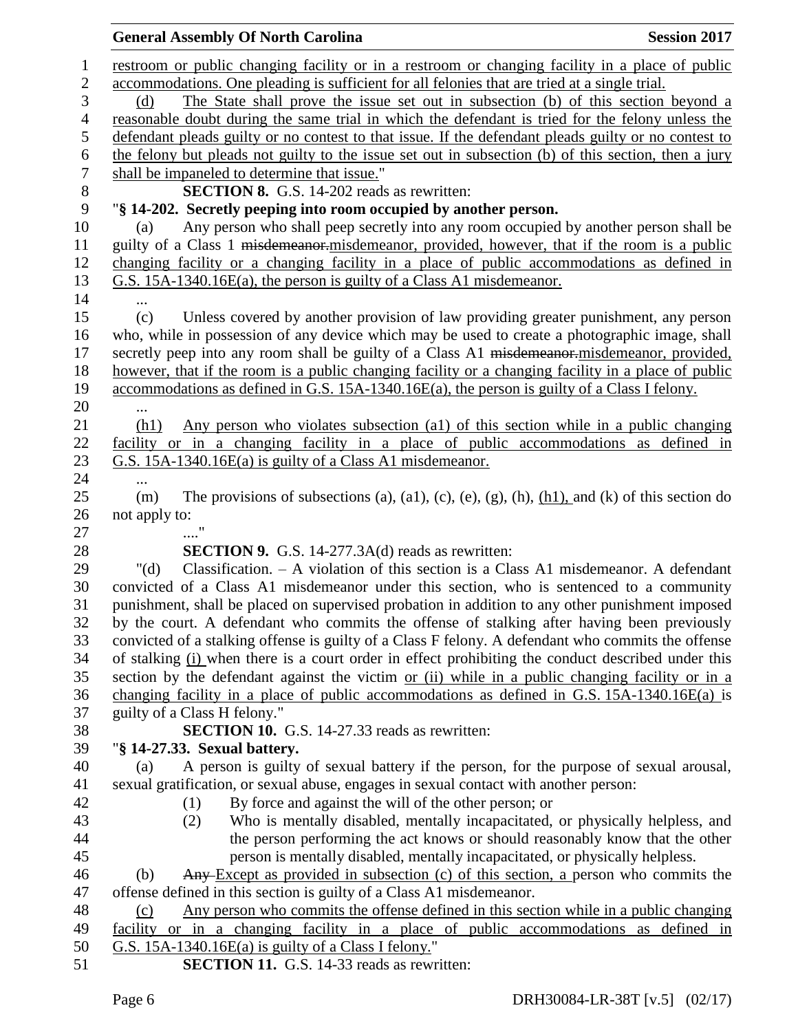restroom or public changing facility or in a restroom or changing facility in a place of public accommodations. One pleading is sufficient for all felonies that are tried at a single trial.

(d) The State shall prove the issue set out in subsection (b) of this section beyond a reasonable doubt during the same trial in which the defendant is tried for the felony unless the defendant pleads guilty or no contest to that issue. If the defendant pleads guilty or no contest to the felony but pleads not guilty to the issue set out in subsection (b) of this section, then a jury shall be impaneled to determine that issue."

**SECTION 8.** G.S. 14-202 reads as rewritten:

"**§ 14-202. Secretly peeping into room occupied by another person.**

(a) Any person who shall peep secretly into any room occupied by another person shall be guilty of a Class 1 ~~misdemeanor.~~misdemeanor, provided, however, that if the room is a public changing facility or a changing facility in a place of public accommodations as defined in G.S. 15A-1340.16E(a), the person is guilty of a Class A1 misdemeanor.

...

(c) Unless covered by another provision of law providing greater punishment, any person who, while in possession of any device which may be used to create a photographic image, shall secretly peep into any room shall be guilty of a Class A1 ~~misdemeanor.~~misdemeanor, provided, however, that if the room is a public changing facility or a changing facility in a place of public accommodations as defined in G.S. 15A-1340.16E(a), the person is guilty of a Class I felony.

...

(h1) Any person who violates subsection (a1) of this section while in a public changing facility or in a changing facility in a place of public accommodations as defined in G.S. 15A-1340.16E(a) is guilty of a Class A1 misdemeanor.

...

(m) The provisions of subsections (a), (a1), (c), (e), (g), (h), (h1), and (k) of this section do not apply to:

...."

**SECTION 9.** G.S. 14-277.3A(d) reads as rewritten:

"(d) Classification. – A violation of this section is a Class A1 misdemeanor. A defendant convicted of a Class A1 misdemeanor under this section, who is sentenced to a community punishment, shall be placed on supervised probation in addition to any other punishment imposed by the court. A defendant who commits the offense of stalking after having been previously convicted of a stalking offense is guilty of a Class F felony. A defendant who commits the offense of stalking (i) when there is a court order in effect prohibiting the conduct described under this section by the defendant against the victim or (ii) while in a public changing facility or in a changing facility in a place of public accommodations as defined in G.S. 15A-1340.16E(a) is guilty of a Class H felony."

**SECTION 10.** G.S. 14-27.33 reads as rewritten:

"**§ 14-27.33. Sexual battery.**

(a) A person is guilty of sexual battery if the person, for the purpose of sexual arousal, sexual gratification, or sexual abuse, engages in sexual contact with another person:

(1) By force and against the will of the other person; or

(2) Who is mentally disabled, mentally incapacitated, or physically helpless, and the person performing the act knows or should reasonably know that the other person is mentally disabled, mentally incapacitated, or physically helpless.

(b) ~~Any~~ Except as provided in subsection (c) of this section, a person who commits the offense defined in this section is guilty of a Class A1 misdemeanor.

(c) Any person who commits the offense defined in this section while in a public changing facility or in a changing facility in a place of public accommodations as defined in G.S. 15A-1340.16E(a) is guilty of a Class I felony."

**SECTION 11.** G.S. 14-33 reads as rewritten: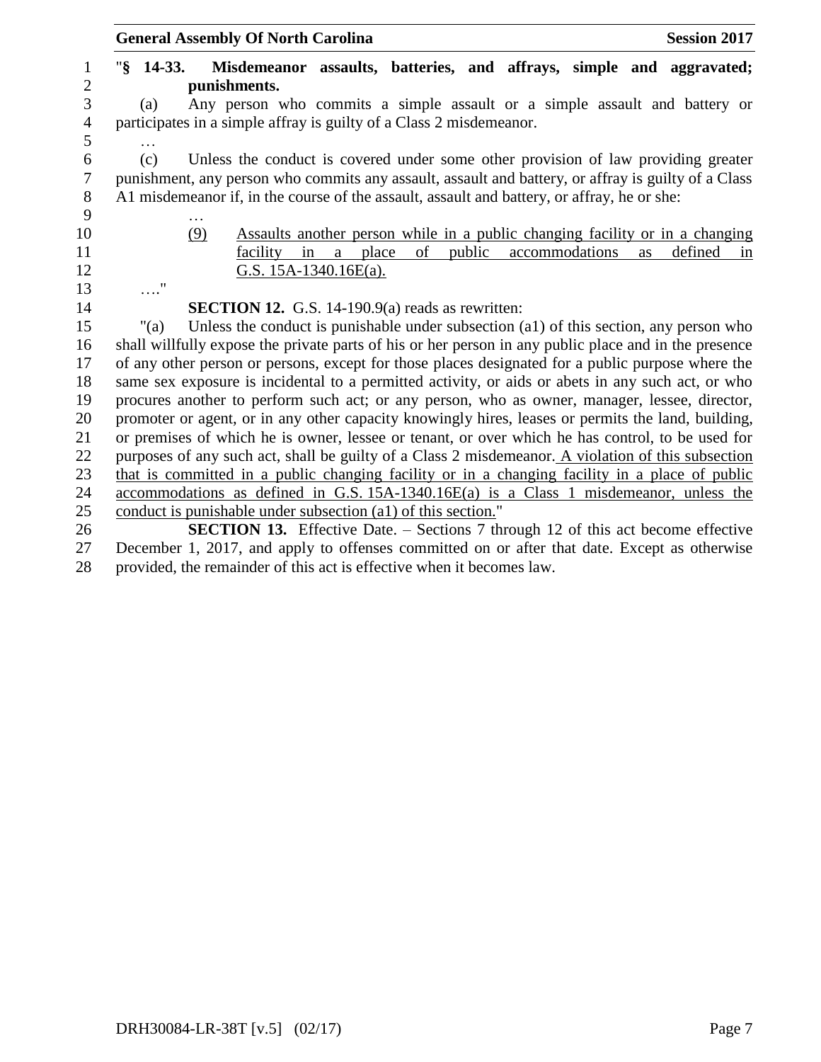"**§ 14-33. Misdemeanor assaults, batteries, and affrays, simple and aggravated; punishments.**

(a) Any person who commits a simple assault or a simple assault and battery or participates in a simple affray is guilty of a Class 2 misdemeanor.

…

(c) Unless the conduct is covered under some other provision of law providing greater punishment, any person who commits any assault, assault and battery, or affray is guilty of a Class A1 misdemeanor if, in the course of the assault, assault and battery, or affray, he or she:

…

(9) Assaults another person while in a public changing facility or in a changing facility in a place of public accommodations as defined in G.S. 15A-1340.16E(a).

…."

**SECTION 12.** G.S. 14-190.9(a) reads as rewritten:

"(a) Unless the conduct is punishable under subsection (a1) of this section, any person who shall willfully expose the private parts of his or her person in any public place and in the presence of any other person or persons, except for those places designated for a public purpose where the same sex exposure is incidental to a permitted activity, or aids or abets in any such act, or who procures another to perform such act; or any person, who as owner, manager, lessee, director, promoter or agent, or in any other capacity knowingly hires, leases or permits the land, building, or premises of which he is owner, lessee or tenant, or over which he has control, to be used for purposes of any such act, shall be guilty of a Class 2 misdemeanor. A violation of this subsection that is committed in a public changing facility or in a changing facility in a place of public accommodations as defined in G.S. 15A-1340.16E(a) is a Class 1 misdemeanor, unless the conduct is punishable under subsection (a1) of this section."

**SECTION 13.** Effective Date. – Sections 7 through 12 of this act become effective December 1, 2017, and apply to offenses committed on or after that date. Except as otherwise provided, the remainder of this act is effective when it becomes law.